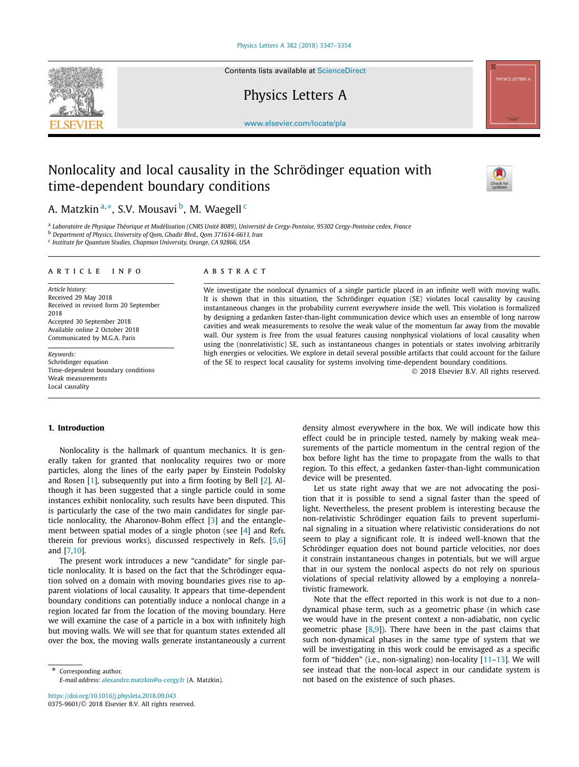Contents lists available at ScienceDirect

# Physics Letters A

www.elsevier.com/locate/pla

# Nonlocality and local causality in the Schrödinger equation with time-dependent boundary conditions

A. Matzkin [a,*], S.V. Mousavi [b], M. Waegell [c]

[a] Laboratoire de Physique Théorique et Modélisation (CNRS Unité 8089), Université de Cergy-Pontoise, 95302 Cergy-Pontoise cedex, France
[b] Department of Physics, University of Qom, Ghadir Blvd., Qom 371614-6611, Iran
[c] Institute for Quantum Studies, Chapman University, Orange, CA 92866, USA

## ARTICLE INFO

*Article history:*
Received 29 May 2018
Received in revised form 20 September 2018
Accepted 30 September 2018
Available online 2 October 2018
Communicated by M.G.A. Paris

*Keywords:*
Schrödinger equation
Time-dependent boundary conditions
Weak measurements
Local causality

## ABSTRACT

We investigate the nonlocal dynamics of a single particle placed in an infinite well with moving walls. It is shown that in this situation, the Schrödinger equation (SE) violates local causality by causing instantaneous changes in the probability current everywhere inside the well. This violation is formalized by designing a gedanken faster-than-light communication device which uses an ensemble of long narrow cavities and weak measurements to resolve the weak value of the momentum far away from the movable wall. Our system is free from the usual features causing nonphysical violations of local causality when using the (nonrelativistic) SE, such as instantaneous changes in potentials or states involving arbitrarily high energies or velocities. We explore in detail several possible artifacts that could account for the failure of the SE to respect local causality for systems involving time-dependent boundary conditions.

© 2018 Elsevier B.V. All rights reserved.

## 1. Introduction

Nonlocality is the hallmark of quantum mechanics. It is generally taken for granted that nonlocality requires two or more particles, along the lines of the early paper by Einstein Podolsky and Rosen [1], subsequently put into a firm footing by Bell [2]. Although it has been suggested that a single particle could in some instances exhibit nonlocality, such results have been disputed. This is particularly the case of the two main candidates for single particle nonlocality, the Aharonov-Bohm effect [3] and the entanglement between spatial modes of a single photon (see [4] and Refs. therein for previous works), discussed respectively in Refs. [5,6] and [7,10].

The present work introduces a new "candidate" for single particle nonlocality. It is based on the fact that the Schrödinger equation solved on a domain with moving boundaries gives rise to apparent violations of local causality. It appears that time-dependent boundary conditions can potentially induce a nonlocal change in a region located far from the location of the moving boundary. Here we will examine the case of a particle in a box with infinitely high but moving walls. We will see that for quantum states extended all over the box, the moving walls generate instantaneously a current density almost everywhere in the box. We will indicate how this effect could be in principle tested, namely by making weak measurements of the particle momentum in the central region of the box before light has the time to propagate from the walls to that region. To this effect, a gedanken faster-than-light communication device will be presented.

Let us state right away that we are not advocating the position that it is possible to send a signal faster than the speed of light. Nevertheless, the present problem is interesting because the non-relativistic Schrödinger equation fails to prevent superluminal signaling in a situation where relativistic considerations do not seem to play a significant role. It is indeed well-known that the Schrödinger equation does not bound particle velocities, nor does it constrain instantaneous changes in potentials, but we will argue that in our system the nonlocal aspects do not rely on spurious violations of special relativity allowed by a employing a nonrelativistic framework.

Note that the effect reported in this work is not due to a non-dynamical phase term, such as a geometric phase (in which case we would have in the present context a non-adiabatic, non cyclic geometric phase [8,9]). There have been in the past claims that such non-dynamical phases in the same type of system that we will be investigating in this work could be envisaged as a specific form of "hidden" (i.e., non-signaling) non-locality [11–13]. We will see instead that the non-local aspect in our candidate system is not based on the existence of such phases.

* Corresponding author.
*E-mail address:* alexandre.matzkin@u-cergy.fr (A. Matzkin).

https://doi.org/10.1016/j.physleta.2018.09.043
0375-9601/© 2018 Elsevier B.V. All rights reserved.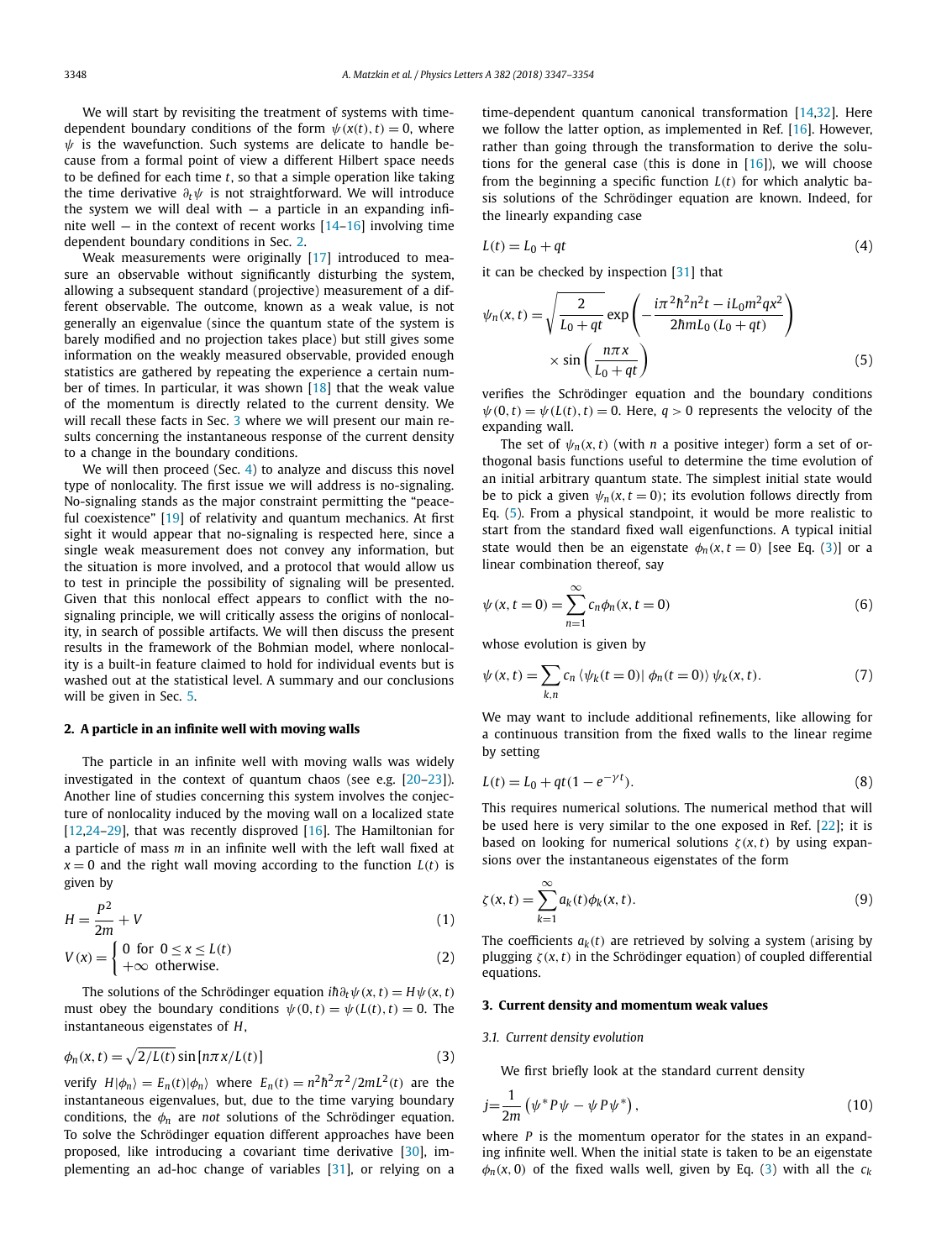We will start by revisiting the treatment of systems with time-dependent boundary conditions of the form $\psi(x(t),t)=0$, where $\psi$ is the wavefunction. Such systems are delicate to handle because from a formal point of view a different Hilbert space needs to be defined for each time $t$, so that a simple operation like taking the time derivative $\partial_t \psi$ is not straightforward. We will introduce the system we will deal with — a particle in an expanding infinite well — in the context of recent works [14–16] involving time dependent boundary conditions in Sec. 2.

Weak measurements were originally [17] introduced to measure an observable without significantly disturbing the system, allowing a subsequent standard (projective) measurement of a different observable. The outcome, known as a weak value, is not generally an eigenvalue (since the quantum state of the system is barely modified and no projection takes place) but still gives some information on the weakly measured observable, provided enough statistics are gathered by repeating the experience a certain number of times. In particular, it was shown [18] that the weak value of the momentum is directly related to the current density. We will recall these facts in Sec. 3 where we will present our main results concerning the instantaneous response of the current density to a change in the boundary conditions.

We will then proceed (Sec. 4) to analyze and discuss this novel type of nonlocality. The first issue we will address is no-signaling. No-signaling stands as the major constraint permitting the "peaceful coexistence" [19] of relativity and quantum mechanics. At first sight it would appear that no-signaling is respected here, since a single weak measurement does not convey any information, but the situation is more involved, and a protocol that would allow us to test in principle the possibility of signaling will be presented. Given that this nonlocal effect appears to conflict with the no-signaling principle, we will critically assess the origins of nonlocality, in search of possible artifacts. We will then discuss the present results in the framework of the Bohmian model, where nonlocality is a built-in feature claimed to hold for individual events but is washed out at the statistical level. A summary and our conclusions will be given in Sec. 5.

## 2. A particle in an infinite well with moving walls

The particle in an infinite well with moving walls was widely investigated in the context of quantum chaos (see e.g. [20–23]). Another line of studies concerning this system involves the conjecture of nonlocality induced by the moving wall on a localized state [12,24–29], that was recently disproved [16]. The Hamiltonian for a particle of mass $m$ in an infinite well with the left wall fixed at $x=0$ and the right wall moving according to the function $L(t)$ is given by

$$H=\frac{P^2}{2m}+V \tag{1}$$

$$V(x)=\begin{cases} 0 \text{ for } 0\leq x\leq L(t) \\ +\infty \text{ otherwise.}\end{cases} \tag{2}$$

The solutions of the Schrödinger equation $i\hbar\partial_t\psi(x,t)=H\psi(x,t)$ must obey the boundary conditions $\psi(0,t)=\psi(L(t),t)=0$. The instantaneous eigenstates of $H$,

$$\phi_n(x,t)=\sqrt{2/L(t)}\sin\left[n\pi x/L(t)\right] \tag{3}$$

verify $H|\phi_n\rangle=E_n(t)|\phi_n\rangle$ where $E_n(t)=n^2\hbar^2\pi^2/2mL^2(t)$ are the instantaneous eigenvalues, but, due to the time varying boundary conditions, the $\phi_n$ are *not* solutions of the Schrödinger equation. To solve the Schrödinger equation different approaches have been proposed, like introducing a covariant time derivative [30], implementing an ad-hoc change of variables [31], or relying on a time-dependent quantum canonical transformation [14,32]. Here we follow the latter option, as implemented in Ref. [16]. However, rather than going through the transformation to derive the solutions for the general case (this is done in [16]), we will choose from the beginning a specific function $L(t)$ for which analytic basis solutions of the Schrödinger equation are known. Indeed, for the linearly expanding case

$$L(t)=L_0+qt \tag{4}$$

it can be checked by inspection [31] that

$$\psi_n(x,t)=\sqrt{\frac{2}{L_0+qt}}\exp\left(-\frac{i\pi^2\hbar^2n^2t-iL_0m^2qx^2}{2\hbar mL_0\left(L_0+qt\right)}\right)\times\sin\left(\frac{n\pi x}{L_0+qt}\right) \tag{5}$$

verifies the Schrödinger equation and the boundary conditions $\psi(0,t)=\psi(L(t),t)=0$. Here, $q>0$ represents the velocity of the expanding wall.

The set of $\psi_n(x,t)$ (with $n$ a positive integer) form a set of orthogonal basis functions useful to determine the time evolution of an initial arbitrary quantum state. The simplest initial state would be to pick a given $\psi_n(x,t=0)$; its evolution follows directly from Eq. (5). From a physical standpoint, it would be more realistic to start from the standard fixed wall eigenfunctions. A typical initial state would then be an eigenstate $\phi_n(x,t=0)$ [see Eq. (3)] or a linear combination thereof, say

$$\psi(x,t=0)=\sum_{n=1}^{\infty}c_n\phi_n(x,t=0) \tag{6}$$

whose evolution is given by

$$\psi(x,t)=\sum_{k,n}c_n\left\langle\psi_k(t=0)|\,\phi_n(t=0)\right\rangle\psi_k(x,t). \tag{7}$$

We may want to include additional refinements, like allowing for a continuous transition from the fixed walls to the linear regime by setting

$$L(t)=L_0+qt(1-e^{-\gamma t}). \tag{8}$$

This requires numerical solutions. The numerical method that will be used here is very similar to the one exposed in Ref. [22]; it is based on looking for numerical solutions $\zeta(x,t)$ by using expansions over the instantaneous eigenstates of the form

$$\zeta(x,t)=\sum_{k=1}^{\infty}a_k(t)\phi_k(x,t). \tag{9}$$

The coefficients $a_k(t)$ are retrieved by solving a system (arising by plugging $\zeta(x,t)$ in the Schrödinger equation) of coupled differential equations.

## 3. Current density and momentum weak values

### 3.1. Current density evolution

We first briefly look at the standard current density

$$j=\frac{1}{2m}\left(\psi^*P\psi-\psi P\psi^*\right), \tag{10}$$

where $P$ is the momentum operator for the states in an expanding infinite well. When the initial state is taken to be an eigenstate $\phi_n(x,0)$ of the fixed walls well, given by Eq. (3) with all the $c_k$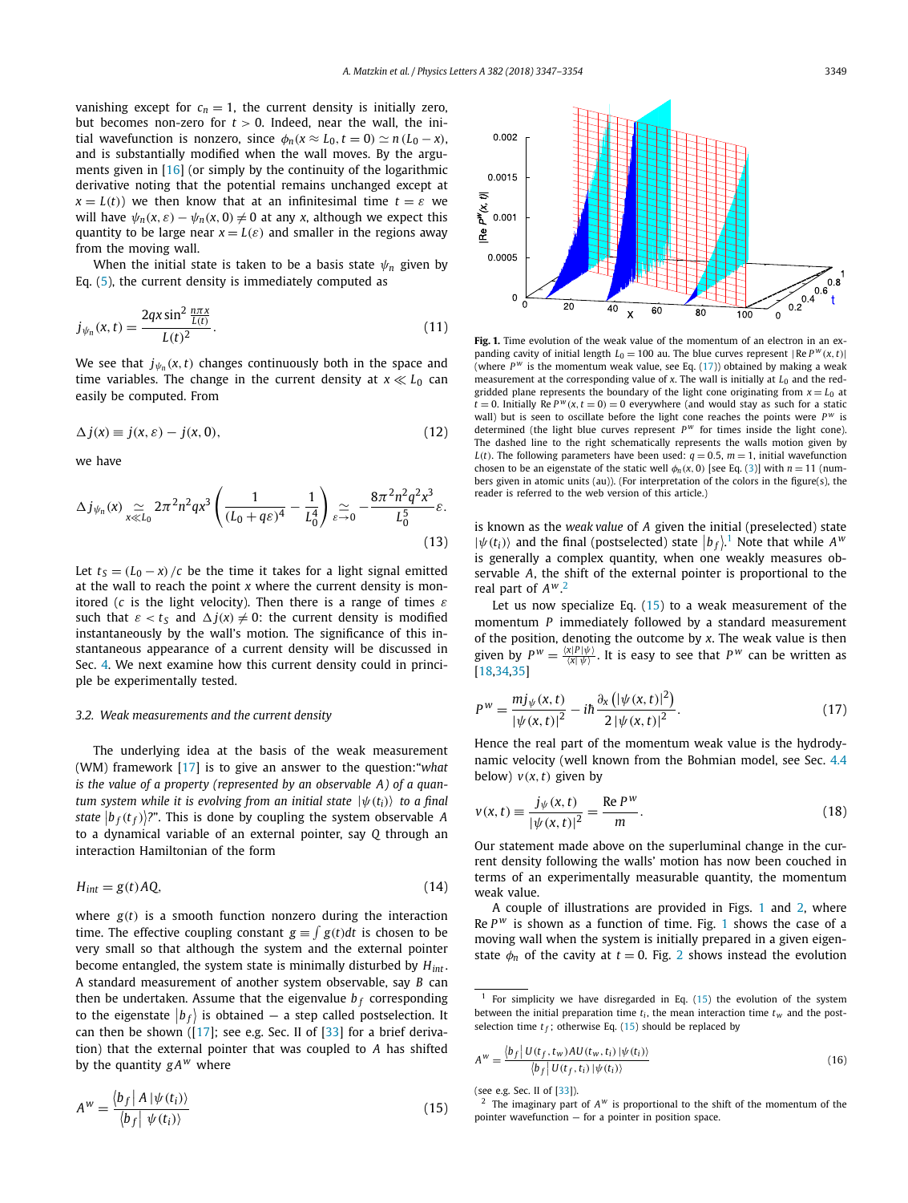vanishing except for $c_n = 1$, the current density is initially zero, but becomes non-zero for $t > 0$. Indeed, near the wall, the initial wavefunction is nonzero, since $\phi_n(x \approx L_0, t = 0) \simeq n(L_0 - x)$, and is substantially modified when the wall moves. By the arguments given in [16] (or simply by the continuity of the logarithmic derivative noting that the potential remains unchanged except at $x = L(t)$) we then know that at an infinitesimal time $t = \varepsilon$ we will have $\psi_n(x, \varepsilon) - \psi_n(x, 0) \neq 0$ at any $x$, although we expect this quantity to be large near $x = L(\varepsilon)$ and smaller in the regions away from the moving wall.

When the initial state is taken to be a basis state $\psi_n$ given by Eq. (5), the current density is immediately computed as

$$j_{\psi_n}(x,t) = \frac{2qx \sin^2 \frac{n\pi x}{L(t)}}{L(t)^2}. \tag{11}$$

We see that $j_{\psi_n}(x,t)$ changes continuously both in the space and time variables. The change in the current density at $x \ll L_0$ can easily be computed. From

$$\Delta j(x) \equiv j(x, \varepsilon) - j(x, 0), \tag{12}$$

we have

$$\Delta j_{\psi_n}(x) \underset{x \ll L_0}{\simeq} 2\pi^2 n^2 q x^3 \left( \frac{1}{(L_0 + q\varepsilon)^4} - \frac{1}{L_0^4} \right) \underset{\varepsilon \to 0}{\simeq} -\frac{8\pi^2 n^2 q^2 x^3}{L_0^5} \varepsilon. \tag{13}$$

Let $t_S = (L_0 - x)/c$ be the time it takes for a light signal emitted at the wall to reach the point $x$ where the current density is monitored ($c$ is the light velocity). Then there is a range of times $\varepsilon$ such that $\varepsilon < t_S$ and $\Delta j(x) \neq 0$: the current density is modified instantaneously by the wall's motion. The significance of this instantaneous appearance of a current density will be discussed in Sec. 4. We next examine how this current density could in principle be experimentally tested.

### 3.2. Weak measurements and the current density

The underlying idea at the basis of the weak measurement (WM) framework [17] is to give an answer to the question:"*what is the value of a property (represented by an observable A) of a quantum system while it is evolving from an initial state $|\psi(t_i)\rangle$ to a final state $|b_f(t_f)\rangle$?*". This is done by coupling the system observable $A$ to a dynamical variable of an external pointer, say $Q$ through an interaction Hamiltonian of the form

$$H_{int} = g(t) A Q, \tag{14}$$

where $g(t)$ is a smooth function nonzero during the interaction time. The effective coupling constant $g \equiv \int g(t) dt$ is chosen to be very small so that although the system and the external pointer become entangled, the system state is minimally disturbed by $H_{int}$. A standard measurement of another system observable, say $B$ can then be undertaken. Assume that the eigenvalue $b_f$ corresponding to the eigenstate $|b_f\rangle$ is obtained — a step called postselection. It can then be shown ([17]; see e.g. Sec. II of [33] for a brief derivation) that the external pointer that was coupled to $A$ has shifted by the quantity $gA^w$ where

$$A^w = \frac{\langle b_f | A | \psi(t_i) \rangle}{\langle b_f | \psi(t_i) \rangle} \tag{15}$$

**Fig. 1.** Time evolution of the weak value of the momentum of an electron in an expanding cavity of initial length $L_0 = 100$ au. The blue curves represent $|\mathrm{Re}\, P^w(x,t)|$ (where $P^w$ is the momentum weak value, see Eq. (17)) obtained by making a weak measurement at the corresponding value of $x$. The wall is initially at $L_0$ and the red-gridded plane represents the boundary of the light cone originating from $x = L_0$ at $t = 0$. Initially $\mathrm{Re}\, P^w(x, t = 0) = 0$ everywhere (and would stay as such for a static wall) but is seen to oscillate before the light cone reaches the points were $P^w$ is determined (the light blue curves represent $P^w$ for times inside the light cone). The dashed line to the right schematically represents the walls motion given by $L(t)$. The following parameters have been used: $q = 0.5$, $m = 1$, initial wavefunction chosen to be an eigenstate of the static well $\phi_n(x, 0)$ [see Eq. (3)] with $n = 11$ (numbers given in atomic units (au)). (For interpretation of the colors in the figure(s), the reader is referred to the web version of this article.)

is known as the *weak value* of $A$ given the initial (preselected) state $|\psi(t_i)\rangle$ and the final (postselected) state $|b_f\rangle$.[1] Note that while $A^w$ is generally a complex quantity, when one weakly measures observable $A$, the shift of the external pointer is proportional to the real part of $A^w$.[2]

Let us now specialize Eq. (15) to a weak measurement of the momentum $P$ immediately followed by a standard measurement of the position, denoting the outcome by $x$. The weak value is then given by $P^w = \frac{\langle x|P|\psi\rangle}{\langle x|\psi\rangle}$. It is easy to see that $P^w$ can be written as [18,34,35]

$$P^w = \frac{m j_\psi(x,t)}{|\psi(x,t)|^2} - i\hbar \frac{\partial_x \left( |\psi(x,t)|^2 \right)}{2\,|\psi(x,t)|^2}. \tag{17}$$

Hence the real part of the momentum weak value is the hydrodynamic velocity (well known from the Bohmian model, see Sec. 4.4 below) $v(x,t)$ given by

$$v(x,t) \equiv \frac{j_\psi(x,t)}{|\psi(x,t)|^2} = \frac{\mathrm{Re}\, P^w}{m}. \tag{18}$$

Our statement made above on the superluminal change in the current density following the walls' motion has now been couched in terms of an experimentally measurable quantity, the momentum weak value.

A couple of illustrations are provided in Figs. 1 and 2, where $\mathrm{Re}\, P^w$ is shown as a function of time. Fig. 1 shows the case of a moving wall when the system is initially prepared in a given eigenstate $\phi_n$ of the cavity at $t = 0$. Fig. 2 shows instead the evolution

---

[1] For simplicity we have disregarded in Eq. (15) the evolution of the system between the initial preparation time $t_i$, the mean interaction time $t_w$ and the postselection time $t_f$; otherwise Eq. (15) should be replaced by

$$A^w = \frac{\langle b_f | U(t_f, t_w) A U(t_w, t_i) | \psi(t_i) \rangle}{\langle b_f | U(t_f, t_i) | \psi(t_i) \rangle} \tag{16}$$

(see e.g. Sec. II of [33]).

[2] The imaginary part of $A^w$ is proportional to the shift of the momentum of the pointer wavefunction — for a pointer in position space.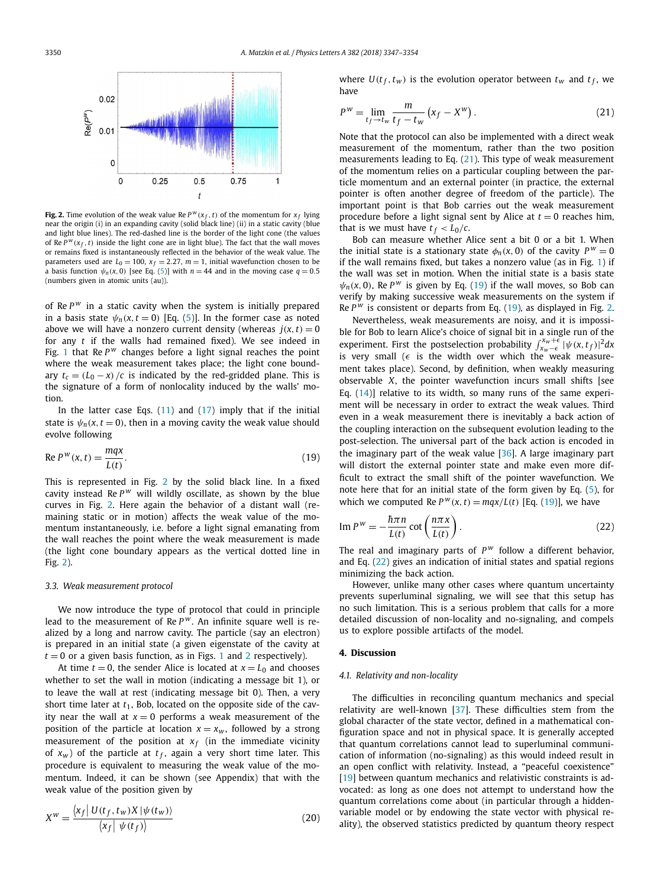**Fig. 2.** Time evolution of the weak value $\text{Re}\,P^w(x_f,t)$ of the momentum for $x_f$ lying near the origin (i) in an expanding cavity (solid black line) (ii) in a static cavity (blue and light blue lines). The red-dashed line is the border of the light cone (the values of $\text{Re}\,P^w(x_f,t)$ inside the light cone are in light blue). The fact that the wall moves or remains fixed is instantaneously reflected in the behavior of the weak value. The parameters used are $L_0=100$, $x_f=2.27$, $m=1$, initial wavefunction chosen to be a basis function $\psi_n(x,0)$ [see Eq. (5)] with $n=44$ and in the moving case $q=0.5$ (numbers given in atomic units (au)).

of $\text{Re}\,P^w$ in a static cavity when the system is initially prepared in a basis state $\psi_n(x,t=0)$ [Eq. (5)]. In the former case as noted above we will have a nonzero current density (whereas $j(x,t)=0$ for any $t$ if the walls had remained fixed). We see indeed in Fig. 1 that $\text{Re}\,P^w$ changes before a light signal reaches the point where the weak measurement takes place; the light cone boundary $t_c=(L_0-x)/c$ is indicated by the red-gridded plane. This is the signature of a form of nonlocality induced by the walls' motion.

In the latter case Eqs. (11) and (17) imply that if the initial state is $\psi_n(x,t=0)$, then in a moving cavity the weak value should evolve following

$$\text{Re}\,P^w(x,t)=\frac{mqx}{L(t)}. \tag{19}$$

This is represented in Fig. 2 by the solid black line. In a fixed cavity instead $\text{Re}\,P^w$ will wildly oscillate, as shown by the blue curves in Fig. 2. Here again the behavior of a distant wall (remaining static or in motion) affects the weak value of the momentum instantaneously, i.e. before a light signal emanating from the wall reaches the point where the weak measurement is made (the light cone boundary appears as the vertical dotted line in Fig. 2).

### 3.3. Weak measurement protocol

We now introduce the type of protocol that could in principle lead to the measurement of $\text{Re}\,P^w$. An infinite square well is realized by a long and narrow cavity. The particle (say an electron) is prepared in an initial state (a given eigenstate of the cavity at $t=0$ or a given basis function, as in Figs. 1 and 2 respectively).

At time $t=0$, the sender Alice is located at $x=L_0$ and chooses whether to set the wall in motion (indicating a message bit 1), or to leave the wall at rest (indicating message bit 0). Then, a very short time later at $t_1$, Bob, located on the opposite side of the cavity near the wall at $x=0$ performs a weak measurement of the position of the particle at location $x=x_w$, followed by a strong measurement of the position at $x_f$ (in the immediate vicinity of $x_w$) of the particle at $t_f$, again a very short time later. This procedure is equivalent to measuring the weak value of the momentum. Indeed, it can be shown (see Appendix) that with the weak value of the position given by

$$X^w=\frac{\langle x_f|\,U(t_f,t_w)X\,|\psi(t_w)\rangle}{\langle x_f|\,\psi(t_f)\rangle} \tag{20}$$

where $U(t_f,t_w)$ is the evolution operator between $t_w$ and $t_f$, we have

$$P^w=\lim_{t_f\to t_w}\frac{m}{t_f-t_w}\left(x_f-X^w\right). \tag{21}$$

Note that the protocol can also be implemented with a direct weak measurement of the momentum, rather than the two position measurements leading to Eq. (21). This type of weak measurement of the momentum relies on a particular coupling between the particle momentum and an external pointer (in practice, the external pointer is often another degree of freedom of the particle). The important point is that Bob carries out the weak measurement procedure before a light signal sent by Alice at $t=0$ reaches him, that is we must have $t_f<L_0/c$.

Bob can measure whether Alice sent a bit 0 or a bit 1. When the initial state is a stationary state $\phi_n(x,0)$ of the cavity $P^w=0$ if the wall remains fixed, but takes a nonzero value (as in Fig. 1) if the wall was set in motion. When the initial state is a basis state $\psi_n(x,0)$, $\text{Re}\,P^w$ is given by Eq. (19) if the wall moves, so Bob can verify by making successive weak measurements on the system if $\text{Re}\,P^w$ is consistent or departs from Eq. (19), as displayed in Fig. 2.

Nevertheless, weak measurements are noisy, and it is impossible for Bob to learn Alice's choice of signal bit in a single run of the experiment. First the postselection probability $\int_{x_w-\epsilon}^{x_w+\epsilon}|\psi(x,t_f)|^2dx$ is very small ($\epsilon$ is the width over which the weak measurement takes place). Second, by definition, when weakly measuring observable $X$, the pointer wavefunction incurs small shifts [see Eq. (14)] relative to its width, so many runs of the same experiment will be necessary in order to extract the weak values. Third even in a weak measurement there is inevitably a back action of the coupling interaction on the subsequent evolution leading to the post-selection. The universal part of the back action is encoded in the imaginary part of the weak value [36]. A large imaginary part will distort the external pointer state and make even more difficult to extract the small shift of the pointer wavefunction. We note here that for an initial state of the form given by Eq. (5), for which we computed $\text{Re}\,P^w(x,t)=mqx/L(t)$ [Eq. (19)], we have

$$\text{Im}\,P^w=-\frac{\hbar\pi n}{L(t)}\cot\left(\frac{n\pi x}{L(t)}\right). \tag{22}$$

The real and imaginary parts of $P^w$ follow a different behavior, and Eq. (22) gives an indication of initial states and spatial regions minimizing the back action.

However, unlike many other cases where quantum uncertainty prevents superluminal signaling, we will see that this setup has no such limitation. This is a serious problem that calls for a more detailed discussion of non-locality and no-signaling, and compels us to explore possible artifacts of the model.

## 4. Discussion

### 4.1. Relativity and non-locality

The difficulties in reconciling quantum mechanics and special relativity are well-known [37]. These difficulties stem from the global character of the state vector, defined in a mathematical configuration space and not in physical space. It is generally accepted that quantum correlations cannot lead to superluminal communication of information (no-signaling) as this would indeed result in an open conflict with relativity. Instead, a "peaceful coexistence" [19] between quantum mechanics and relativistic constraints is advocated: as long as one does not attempt to understand how the quantum correlations come about (in particular through a hidden-variable model or by endowing the state vector with physical reality), the observed statistics predicted by quantum theory respect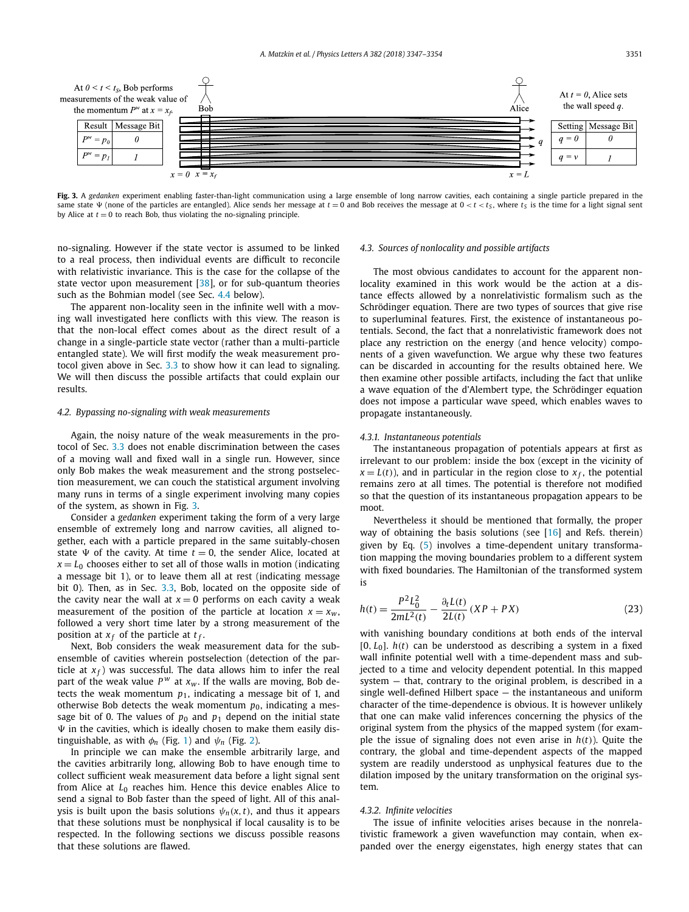At $0 < t < t_S$, Bob performs measurements of the weak value of the momentum $P^w$ at $x = x_f$.

| Result | Message Bit |
|---|---|
| $P^w = p_0$ | $0$ |
| $P^w = p_1$ | $1$ |

At $t = 0$, Alice sets the wall speed $q$.

| Setting | Message Bit |
|---|---|
| $q = 0$ | $0$ |
| $q = v$ | $1$ |

**Fig. 3.** A *gedanken* experiment enabling faster-than-light communication using a large ensemble of long narrow cavities, each containing a single particle prepared in the same state $\Psi$ (none of the particles are entangled). Alice sends her message at $t = 0$ and Bob receives the message at $0 < t < t_S$, where $t_S$ is the time for a light signal sent by Alice at $t = 0$ to reach Bob, thus violating the no-signaling principle.

no-signaling. However if the state vector is assumed to be linked to a real process, then individual events are difficult to reconcile with relativistic invariance. This is the case for the collapse of the state vector upon measurement [38], or for sub-quantum theories such as the Bohmian model (see Sec. 4.4 below).

The apparent non-locality seen in the infinite well with a moving wall investigated here conflicts with this view. The reason is that the non-local effect comes about as the direct result of a change in a single-particle state vector (rather than a multi-particle entangled state). We will first modify the weak measurement protocol given above in Sec. 3.3 to show how it can lead to signaling. We will then discuss the possible artifacts that could explain our results.

### 4.2. Bypassing no-signaling with weak measurements

Again, the noisy nature of the weak measurements in the protocol of Sec. 3.3 does not enable discrimination between the cases of a moving wall and fixed wall in a single run. However, since only Bob makes the weak measurement and the strong postselection measurement, we can couch the statistical argument involving many runs in terms of a single experiment involving many copies of the system, as shown in Fig. 3.

Consider a *gedanken* experiment taking the form of a very large ensemble of extremely long and narrow cavities, all aligned together, each with a particle prepared in the same suitably-chosen state $\Psi$ of the cavity. At time $t = 0$, the sender Alice, located at $x = L_0$ chooses either to set all of those walls in motion (indicating a message bit 1), or to leave them all at rest (indicating message bit 0). Then, as in Sec. 3.3, Bob, located on the opposite side of the cavity near the wall at $x = 0$ performs on each cavity a weak measurement of the position of the particle at location $x = x_w$, followed a very short time later by a strong measurement of the position at $x_f$ of the particle at $t_f$.

Next, Bob considers the weak measurement data for the subensemble of cavities wherein postselection (detection of the particle at $x_f$) was successful. The data allows him to infer the real part of the weak value $P^w$ at $x_w$. If the walls are moving, Bob detects the weak momentum $p_1$, indicating a message bit of 1, and otherwise Bob detects the weak momentum $p_0$, indicating a message bit of 0. The values of $p_0$ and $p_1$ depend on the initial state $\Psi$ in the cavities, which is ideally chosen to make them easily distinguishable, as with $\phi_n$ (Fig. 1) and $\psi_n$ (Fig. 2).

In principle we can make the ensemble arbitrarily large, and the cavities arbitrarily long, allowing Bob to have enough time to collect sufficient weak measurement data before a light signal sent from Alice at $L_0$ reaches him. Hence this device enables Alice to send a signal to Bob faster than the speed of light. All of this analysis is built upon the basis solutions $\psi_n(x, t)$, and thus it appears that these solutions must be nonphysical if local causality is to be respected. In the following sections we discuss possible reasons that these solutions are flawed.

### 4.3. Sources of nonlocality and possible artifacts

The most obvious candidates to account for the apparent nonlocality examined in this work would be the action at a distance effects allowed by a nonrelativistic formalism such as the Schrödinger equation. There are two types of sources that give rise to superluminal features. First, the existence of instantaneous potentials. Second, the fact that a nonrelativistic framework does not place any restriction on the energy (and hence velocity) components of a given wavefunction. We argue why these two features can be discarded in accounting for the results obtained here. We then examine other possible artifacts, including the fact that unlike a wave equation of the d'Alembert type, the Schrödinger equation does not impose a particular wave speed, which enables waves to propagate instantaneously.

#### 4.3.1. Instantaneous potentials

The instantaneous propagation of potentials appears at first as irrelevant to our problem: inside the box (except in the vicinity of $x = L(t)$), and in particular in the region close to $x_f$, the potential remains zero at all times. The potential is therefore not modified so that the question of its instantaneous propagation appears to be moot.

Nevertheless it should be mentioned that formally, the proper way of obtaining the basis solutions (see [16] and Refs. therein) given by Eq. (5) involves a time-dependent unitary transformation mapping the moving boundaries problem to a different system with fixed boundaries. The Hamiltonian of the transformed system is

$$h(t) = \frac{P^2 L_0^2}{2mL^2(t)} - \frac{\partial_t L(t)}{2L(t)} (XP + PX) \tag{23}$$

with vanishing boundary conditions at both ends of the interval $[0, L_0]$. $h(t)$ can be understood as describing a system in a fixed wall infinite potential well with a time-dependent mass and subject to a time and velocity dependent potential. In this mapped system — that, contrary to the original problem, is described in a single well-defined Hilbert space — the instantaneous and uniform character of the time-dependence is obvious. It is however unlikely that one can make valid inferences concerning the physics of the original system from the physics of the mapped system (for example the issue of signaling does not even arise in $h(t)$). Quite the contrary, the global and time-dependent aspects of the mapped system are readily understood as unphysical features due to the dilation imposed by the unitary transformation on the original system.

#### 4.3.2. Infinite velocities

The issue of infinite velocities arises because in the nonrelativistic framework a given wavefunction may contain, when expanded over the energy eigenstates, high energy states that can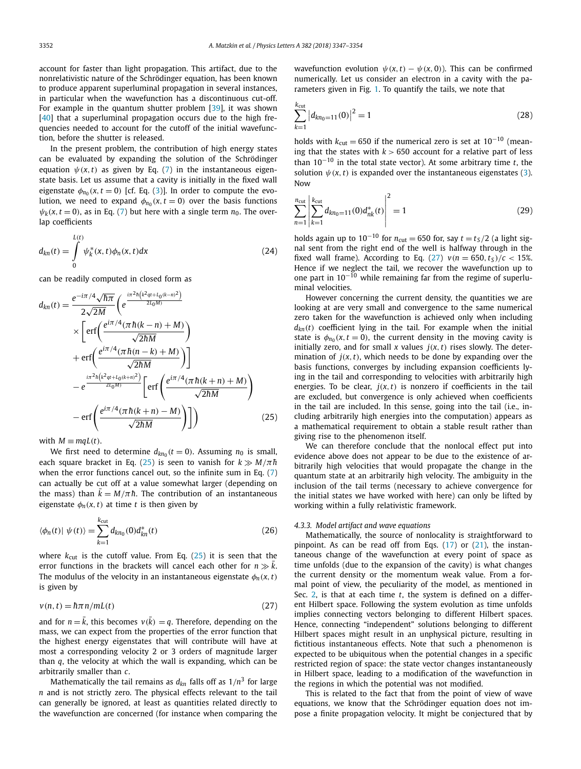account for faster than light propagation. This artifact, due to the nonrelativistic nature of the Schrödinger equation, has been known to produce apparent superluminal propagation in several instances, in particular when the wavefunction has a discontinuous cut-off. For example in the quantum shutter problem [39], it was shown [40] that a superluminal propagation occurs due to the high frequencies needed to account for the cutoff of the initial wavefunction, before the shutter is released.

In the present problem, the contribution of high energy states can be evaluated by expanding the solution of the Schrödinger equation $\psi(x,t)$ as given by Eq. (7) in the instantaneous eigenstate basis. Let us assume that a cavity is initially in the fixed wall eigenstate $\phi_{n_0}(x,t=0)$ [cf. Eq. (3)]. In order to compute the evolution, we need to expand $\phi_{n_0}(x,t=0)$ over the basis functions $\psi_k(x,t=0)$, as in Eq. (7) but here with a single term $n_0$. The overlap coefficients

$$d_{kn}(t)=\int_0^{L(t)}\psi_k^*(x,t)\phi_n(x,t)dx \tag{24}$$

can be readily computed in closed form as

$$\begin{aligned}d_{kn}(t)=&\frac{e^{-i\pi/4}\sqrt{\hbar\pi}}{2\sqrt{2M}}\Bigg(e^{\frac{i\pi^2\hbar\left(k^2qt+L_0(k-n)^2\right)}{2L_0M}}\\&\times\left[\mathrm{erf}\left(\frac{e^{i\pi/4}(\pi\hbar(k-n)+M)}{\sqrt{2\hbar M}}\right)\right.\\&\left.+\mathrm{erf}\left(\frac{e^{i\pi/4}(\pi\hbar(n-k)+M)}{\sqrt{2\hbar M}}\right)\right]\\&-e^{\frac{i\pi^2\hbar\left(k^2qt+L_0(k+n)^2\right)}{2L_0M}}\left[\mathrm{erf}\left(\frac{e^{i\pi/4}(\pi\hbar(k+n)+M)}{\sqrt{2\hbar M}}\right)\right.\\&\left.-\mathrm{erf}\left(\frac{e^{i\pi/4}(\pi\hbar(k+n)-M)}{\sqrt{2\hbar M}}\right)\right]\Bigg)\end{aligned} \tag{25}$$

with $M\equiv mqL(t)$.

We first need to determine $d_{kn_0}(t=0)$. Assuming $n_0$ is small, each square bracket in Eq. (25) is seen to vanish for $k\gg M/\pi\hbar$ when the error functions cancel out, so the infinite sum in Eq. (7) can actually be cut off at a value somewhat larger (depending on the mass) than $\bar{k}=M/\pi\hbar$. The contribution of an instantaneous eigenstate $\phi_n(x,t)$ at time $t$ is then given by

$$\langle\phi_n(t)|\,\psi(t)\rangle=\sum_{k=1}^{k_{\mathrm{cut}}}d_{kn_0}(0)d_{kn}^*(t) \tag{26}$$

where $k_{\mathrm{cut}}$ is the cutoff value. From Eq. (25) it is seen that the error functions in the brackets will cancel each other for $n\gg\bar{k}$. The modulus of the velocity in an instantaneous eigenstate $\phi_n(x,t)$ is given by

$$v(n,t)=\hbar\pi n/mL(t) \tag{27}$$

and for $n=\bar{k}$, this becomes $v(\bar{k})=q$. Therefore, depending on the mass, we can expect from the properties of the error function that the highest energy eigenstates that will contribute will have at most a corresponding velocity 2 or 3 orders of magnitude larger than $q$, the velocity at which the wall is expanding, which can be arbitrarily smaller than $c$.

Mathematically the tail remains as $d_{kn}$ falls off as $1/n^3$ for large $n$ and is not strictly zero. The physical effects relevant to the tail can generally be ignored, at least as quantities related directly to the wavefunction are concerned (for instance when comparing the wavefunction evolution $\psi(x,t)-\psi(x,0)$). This can be confirmed numerically. Let us consider an electron in a cavity with the parameters given in Fig. 1. To quantify the tails, we note that

$$\sum_{k=1}^{k_{\mathrm{cut}}}\left|d_{kn_0=11}(0)\right|^2=1 \tag{28}$$

holds with $k_{\mathrm{cut}}=650$ if the numerical zero is set at $10^{-10}$ (meaning that the states with $k>650$ account for a relative part of less than $10^{-10}$ in the total state vector). At some arbitrary time $t$, the solution $\psi(x,t)$ is expanded over the instantaneous eigenstates (3). Now

$$\sum_{n=1}^{n_{\mathrm{cut}}}\left|\sum_{k=1}^{k_{\mathrm{cut}}}d_{kn_0=11}(0)d_{nk}^*(t)\right|^2=1 \tag{29}$$

holds again up to $10^{-10}$ for $n_{\mathrm{cut}}=650$ for, say $t=t_S/2$ (a light signal sent from the right end of the well is halfway through in the fixed wall frame). According to Eq. (27) $v(n=650,t_S)/c<15\%$. Hence if we neglect the tail, we recover the wavefunction up to one part in $10^{-10}$ while remaining far from the regime of superluminal velocities.

However concerning the current density, the quantities we are looking at are very small and convergence to the same numerical zero taken for the wavefunction is achieved only when including $d_{kn}(t)$ coefficient lying in the tail. For example when the initial state is $\phi_{n_0}(x,t=0)$, the current density in the moving cavity is initially zero, and for small $x$ values $j(x,t)$ rises slowly. The determination of $j(x,t)$, which needs to be done by expanding over the basis functions, converges by including expansion coefficients lying in the tail and corresponding to velocities with arbitrarily high energies. To be clear, $j(x,t)$ is nonzero if coefficients in the tail are excluded, but convergence is only achieved when coefficients in the tail are included. In this sense, going into the tail (i.e., including arbitrarily high energies into the computation) appears as a mathematical requirement to obtain a stable result rather than giving rise to the phenomenon itself.

We can therefore conclude that the nonlocal effect put into evidence above does not appear to be due to the existence of arbitrarily high velocities that would propagate the change in the quantum state at an arbitrarily high velocity. The ambiguity in the inclusion of the tail terms (necessary to achieve convergence for the initial states we have worked with here) can only be lifted by working within a fully relativistic framework.

#### 4.3.3. Model artifact and wave equations

Mathematically, the source of nonlocality is straightforward to pinpoint. As can be read off from Eqs. (17) or (21), the instantaneous change of the wavefunction at every point of space as time unfolds (due to the expansion of the cavity) is what changes the current density or the momentum weak value. From a formal point of view, the peculiarity of the model, as mentioned in Sec. 2, is that at each time $t$, the system is defined on a different Hilbert space. Following the system evolution as time unfolds implies connecting vectors belonging to different Hilbert spaces. Hence, connecting "independent" solutions belonging to different Hilbert spaces might result in an unphysical picture, resulting in fictitious instantaneous effects. Note that such a phenomenon is expected to be ubiquitous when the potential changes in a specific restricted region of space: the state vector changes instantaneously in Hilbert space, leading to a modification of the wavefunction in the regions in which the potential was not modified.

This is related to the fact that from the point of view of wave equations, we know that the Schrödinger equation does not impose a finite propagation velocity. It might be conjectured that by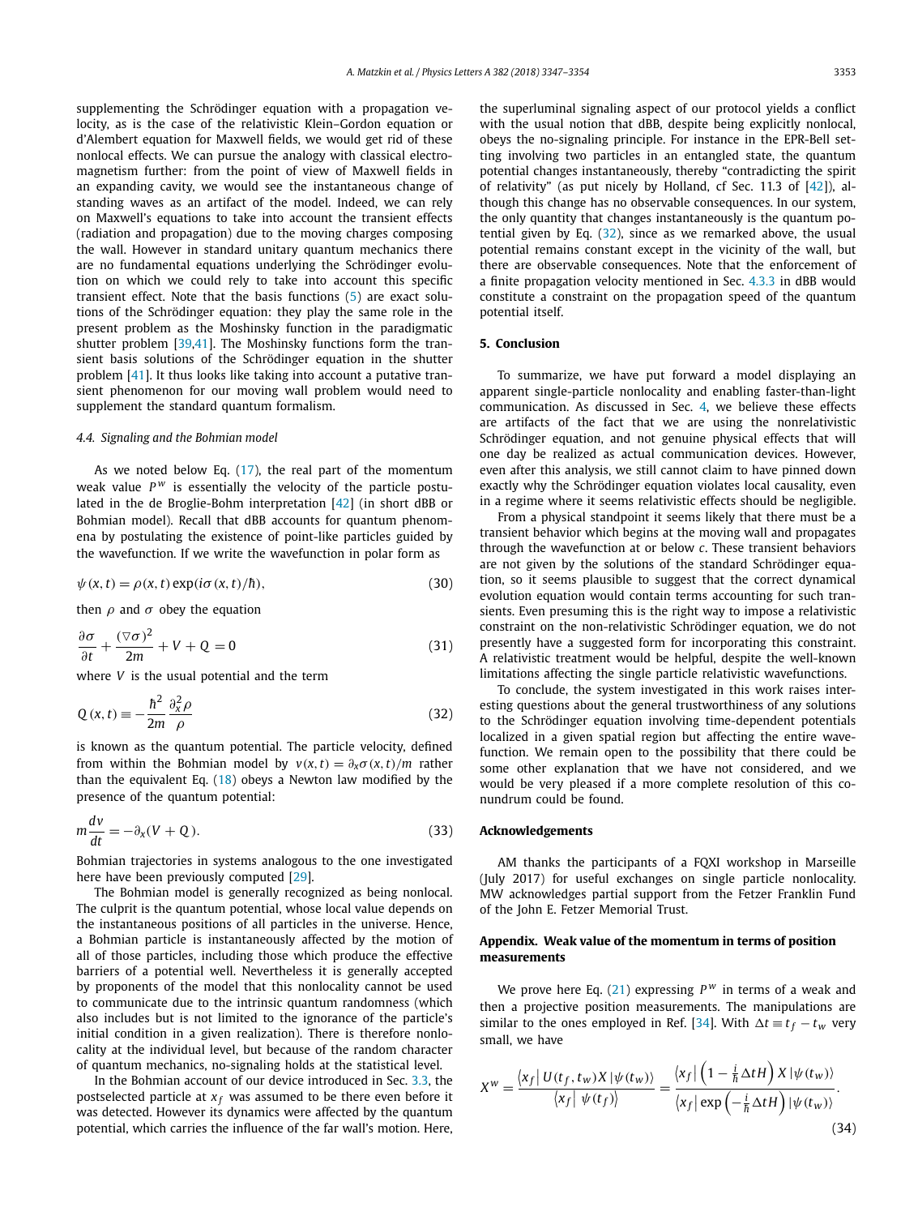supplementing the Schrödinger equation with a propagation velocity, as is the case of the relativistic Klein–Gordon equation or d'Alembert equation for Maxwell fields, we would get rid of these nonlocal effects. We can pursue the analogy with classical electromagnetism further: from the point of view of Maxwell fields in an expanding cavity, we would see the instantaneous change of standing waves as an artifact of the model. Indeed, we can rely on Maxwell's equations to take into account the transient effects (radiation and propagation) due to the moving charges composing the wall. However in standard unitary quantum mechanics there are no fundamental equations underlying the Schrödinger evolution on which we could rely to take into account this specific transient effect. Note that the basis functions (5) are exact solutions of the Schrödinger equation: they play the same role in the present problem as the Moshinsky function in the paradigmatic shutter problem [39,41]. The Moshinsky functions form the transient basis solutions of the Schrödinger equation in the shutter problem [41]. It thus looks like taking into account a putative transient phenomenon for our moving wall problem would need to supplement the standard quantum formalism.

### 4.4. Signaling and the Bohmian model

As we noted below Eq. (17), the real part of the momentum weak value $P^w$ is essentially the velocity of the particle postulated in the de Broglie-Bohm interpretation [42] (in short dBB or Bohmian model). Recall that dBB accounts for quantum phenomena by postulating the existence of point-like particles guided by the wavefunction. If we write the wavefunction in polar form as

$$\psi(x,t) = \rho(x,t)\exp(i\sigma(x,t)/\hbar), \tag{30}$$

then $\rho$ and $\sigma$ obey the equation

$$\frac{\partial \sigma}{\partial t} + \frac{(\nabla\sigma)^2}{2m} + V + Q = 0 \tag{31}$$

where $V$ is the usual potential and the term

$$Q(x,t) \equiv -\frac{\hbar^2}{2m}\frac{\partial_x^2 \rho}{\rho} \tag{32}$$

is known as the quantum potential. The particle velocity, defined from within the Bohmian model by $v(x,t) = \partial_x \sigma(x,t)/m$ rather than the equivalent Eq. (18) obeys a Newton law modified by the presence of the quantum potential:

$$m\frac{dv}{dt} = -\partial_x(V+Q). \tag{33}$$

Bohmian trajectories in systems analogous to the one investigated here have been previously computed [29].

The Bohmian model is generally recognized as being nonlocal. The culprit is the quantum potential, whose local value depends on the instantaneous positions of all particles in the universe. Hence, a Bohmian particle is instantaneously affected by the motion of all of those particles, including those which produce the effective barriers of a potential well. Nevertheless it is generally accepted by proponents of the model that this nonlocality cannot be used to communicate due to the intrinsic quantum randomness (which also includes but is not limited to the ignorance of the particle's initial condition in a given realization). There is therefore nonlocality at the individual level, but because of the random character of quantum mechanics, no-signaling holds at the statistical level.

In the Bohmian account of our device introduced in Sec. 3.3, the postselected particle at $x_f$ was assumed to be there even before it was detected. However its dynamics were affected by the quantum potential, which carries the influence of the far wall's motion. Here, the superluminal signaling aspect of our protocol yields a conflict with the usual notion that dBB, despite being explicitly nonlocal, obeys the no-signaling principle. For instance in the EPR-Bell setting involving two particles in an entangled state, the quantum potential changes instantaneously, thereby "contradicting the spirit of relativity" (as put nicely by Holland, cf Sec. 11.3 of [42]), although this change has no observable consequences. In our system, the only quantity that changes instantaneously is the quantum potential given by Eq. (32), since as we remarked above, the usual potential remains constant except in the vicinity of the wall, but there are observable consequences. Note that the enforcement of a finite propagation velocity mentioned in Sec. 4.3.3 in dBB would constitute a constraint on the propagation speed of the quantum potential itself.

## 5. Conclusion

To summarize, we have put forward a model displaying an apparent single-particle nonlocality and enabling faster-than-light communication. As discussed in Sec. 4, we believe these effects are artifacts of the fact that we are using the nonrelativistic Schrödinger equation, and not genuine physical effects that will one day be realized as actual communication devices. However, even after this analysis, we still cannot claim to have pinned down exactly why the Schrödinger equation violates local causality, even in a regime where it seems relativistic effects should be negligible.

From a physical standpoint it seems likely that there must be a transient behavior which begins at the moving wall and propagates through the wavefunction at or below $c$. These transient behaviors are not given by the solutions of the standard Schrödinger equation, so it seems plausible to suggest that the correct dynamical evolution equation would contain terms accounting for such transients. Even presuming this is the right way to impose a relativistic constraint on the non-relativistic Schrödinger equation, we do not presently have a suggested form for incorporating this constraint. A relativistic treatment would be helpful, despite the well-known limitations affecting the single particle relativistic wavefunctions.

To conclude, the system investigated in this work raises interesting questions about the general trustworthiness of any solutions to the Schrödinger equation involving time-dependent potentials localized in a given spatial region but affecting the entire wavefunction. We remain open to the possibility that there could be some other explanation that we have not considered, and we would be very pleased if a more complete resolution of this conundrum could be found.

## Acknowledgements

AM thanks the participants of a FQXI workshop in Marseille (July 2017) for useful exchanges on single particle nonlocality. MW acknowledges partial support from the Fetzer Franklin Fund of the John E. Fetzer Memorial Trust.

## Appendix. Weak value of the momentum in terms of position measurements

We prove here Eq. (21) expressing $P^w$ in terms of a weak and then a projective position measurements. The manipulations are similar to the ones employed in Ref. [34]. With $\Delta t \equiv t_f - t_w$ very small, we have

$$X^w = \frac{\langle x_f | U(t_f,t_w) X | \psi(t_w)\rangle}{\langle x_f | \psi(t_f)\rangle} = \frac{\langle x_f | \left(1 - \frac{i}{\hbar}\Delta t H\right) X | \psi(t_w)\rangle}{\langle x_f | \exp\left(-\frac{i}{\hbar}\Delta t H\right) | \psi(t_w)\rangle}. \tag{34}$$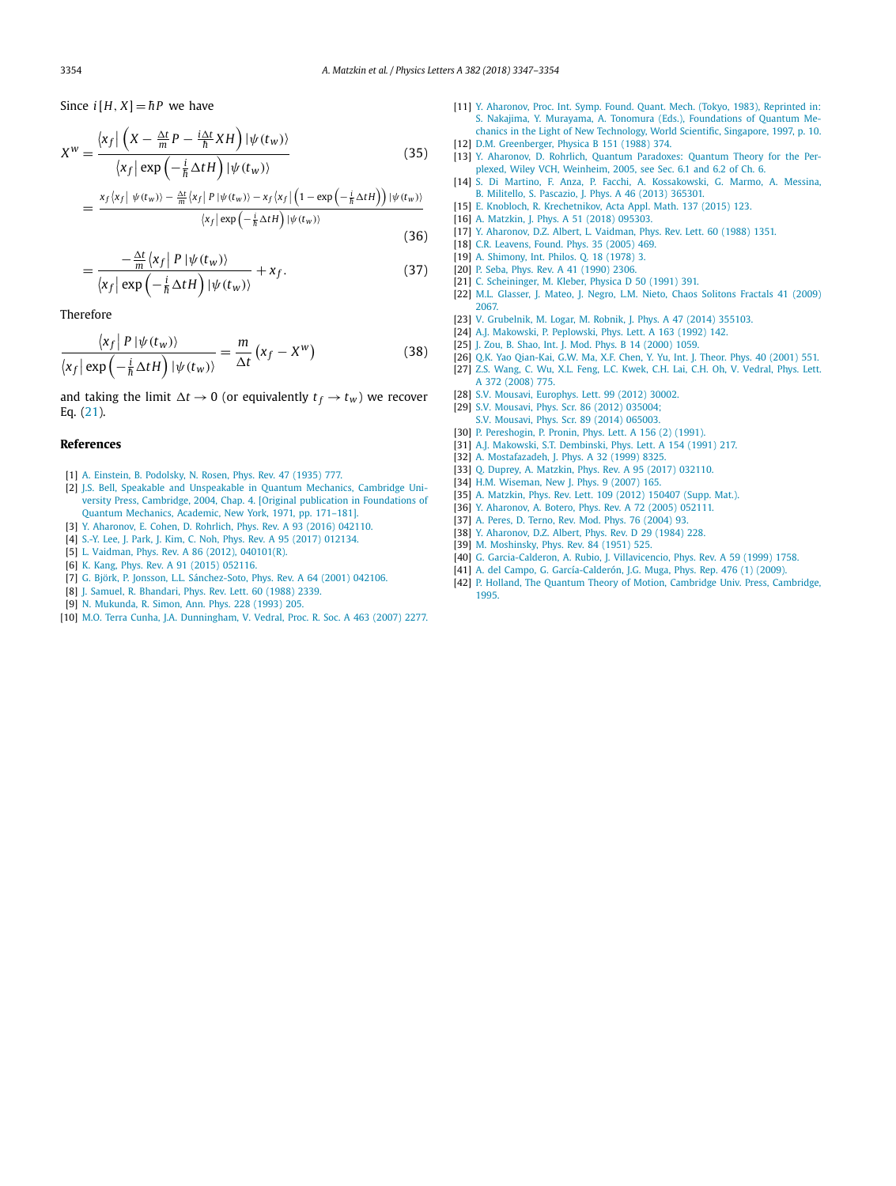Since $i[H, X] = \hbar P$ we have

$$X^w = \frac{\langle x_f | \left( X - \frac{\Delta t}{m} P - \frac{i \Delta t}{\hbar} X H \right) | \psi(t_w) \rangle}{\langle x_f | \exp\left(-\frac{i}{\hbar} \Delta t H\right) | \psi(t_w) \rangle} \tag{35}$$

$$= \frac{x_f \langle x_f | \psi(t_w) \rangle - \frac{\Delta t}{m} \langle x_f | P | \psi(t_w) \rangle - x_f \langle x_f | \left(1 - \exp\left(-\frac{i}{\hbar} \Delta t H\right)\right) | \psi(t_w) \rangle}{\langle x_f | \exp\left(-\frac{i}{\hbar} \Delta t H\right) | \psi(t_w) \rangle} \tag{36}$$

$$= \frac{-\frac{\Delta t}{m} \langle x_f | P | \psi(t_w) \rangle}{\langle x_f | \exp\left(-\frac{i}{\hbar} \Delta t H\right) | \psi(t_w) \rangle} + x_f. \tag{37}$$

Therefore

$$\frac{\langle x_f | P | \psi(t_w) \rangle}{\langle x_f | \exp\left(-\frac{i}{\hbar} \Delta t H\right) | \psi(t_w) \rangle} = \frac{m}{\Delta t} \left( x_f - X^w \right) \tag{38}$$

and taking the limit $\Delta t \to 0$ (or equivalently $t_f \to t_w$) we recover Eq. (21).

## References

[1] A. Einstein, B. Podolsky, N. Rosen, Phys. Rev. 47 (1935) 777.

[2] J.S. Bell, Speakable and Unspeakable in Quantum Mechanics, Cambridge University Press, Cambridge, 2004, Chap. 4. [Original publication in Foundations of Quantum Mechanics, Academic, New York, 1971, pp. 171–181].

[3] Y. Aharonov, E. Cohen, D. Rohrlich, Phys. Rev. A 93 (2016) 042110.

[4] S.-Y. Lee, J. Park, J. Kim, C. Noh, Phys. Rev. A 95 (2017) 012134.

[5] L. Vaidman, Phys. Rev. A 86 (2012), 040101(R).

[6] K. Kang, Phys. Rev. A 91 (2015) 052116.

[7] G. Björk, P. Jonsson, L.L. Sánchez-Soto, Phys. Rev. A 64 (2001) 042106.

[8] J. Samuel, R. Bhandari, Phys. Rev. Lett. 60 (1988) 2339.

[9] N. Mukunda, R. Simon, Ann. Phys. 228 (1993) 205.

[10] M.O. Terra Cunha, J.A. Dunningham, V. Vedral, Proc. R. Soc. A 463 (2007) 2277.

[11] Y. Aharonov, Proc. Int. Symp. Found. Quant. Mech. (Tokyo, 1983), Reprinted in: S. Nakajima, Y. Murayama, A. Tonomura (Eds.), Foundations of Quantum Mechanics in the Light of New Technology, World Scientific, Singapore, 1997, p. 10.

[12] D.M. Greenberger, Physica B 151 (1988) 374.

[13] Y. Aharonov, D. Rohrlich, Quantum Paradoxes: Quantum Theory for the Perplexed, Wiley VCH, Weinheim, 2005, see Sec. 6.1 and 6.2 of Ch. 6.

[14] S. Di Martino, F. Anza, P. Facchi, A. Kossakowski, G. Marmo, A. Messina, B. Militello, S. Pascazio, J. Phys. A 46 (2013) 365301.

[15] E. Knobloch, R. Krechetnikov, Acta Appl. Math. 137 (2015) 123.

[16] A. Matzkin, J. Phys. A 51 (2018) 095303.

[17] Y. Aharonov, D.Z. Albert, L. Vaidman, Phys. Rev. Lett. 60 (1988) 1351.

[18] C.R. Leavens, Found. Phys. 35 (2005) 469.

[19] A. Shimony, Int. Philos. Q. 18 (1978) 3.

[20] P. Seba, Phys. Rev. A 41 (1990) 2306.

[21] C. Scheininger, M. Kleber, Physica D 50 (1991) 391.

[22] M.L. Glasser, J. Mateo, J. Negro, L.M. Nieto, Chaos Solitons Fractals 41 (2009) 2067.

[23] V. Grubelnik, M. Logar, M. Robnik, J. Phys. A 47 (2014) 355103.

[24] A.J. Makowski, P. Peplowski, Phys. Lett. A 163 (1992) 142.

[25] J. Zou, B. Shao, Int. J. Mod. Phys. B 14 (2000) 1059.

[26] Q.K. Yao Qian-Kai, G.W. Ma, X.F. Chen, Y. Yu, Int. J. Theor. Phys. 40 (2001) 551.

[27] Z.S. Wang, C. Wu, X.L. Feng, L.C. Kwek, C.H. Lai, C.H. Oh, V. Vedral, Phys. Lett. A 372 (2008) 775.

[28] S.V. Mousavi, Europhys. Lett. 99 (2012) 30002.

[29] S.V. Mousavi, Phys. Scr. 86 (2012) 035004;
S.V. Mousavi, Phys. Scr. 89 (2014) 065003.

[30] P. Pereshogin, P. Pronin, Phys. Lett. A 156 (2) (1991).

[31] A.J. Makowski, S.T. Dembinski, Phys. Lett. A 154 (1991) 217.

[32] A. Mostafazadeh, J. Phys. A 32 (1999) 8325.

[33] Q. Duprey, A. Matzkin, Phys. Rev. A 95 (2017) 032110.

[34] H.M. Wiseman, New J. Phys. 9 (2007) 165.

[35] A. Matzkin, Phys. Rev. Lett. 109 (2012) 150407 (Supp. Mat.).

[36] Y. Aharonov, A. Botero, Phys. Rev. A 72 (2005) 052111.

[37] A. Peres, D. Terno, Rev. Mod. Phys. 76 (2004) 93.

[38] Y. Aharonov, D.Z. Albert, Phys. Rev. D 29 (1984) 228.

[39] M. Moshinsky, Phys. Rev. 84 (1951) 525.

[40] G. Garcia-Calderon, A. Rubio, J. Villavicencio, Phys. Rev. A 59 (1999) 1758.

[41] A. del Campo, G. García-Calderón, J.G. Muga, Phys. Rep. 476 (1) (2009).

[42] P. Holland, The Quantum Theory of Motion, Cambridge Univ. Press, Cambridge, 1995.